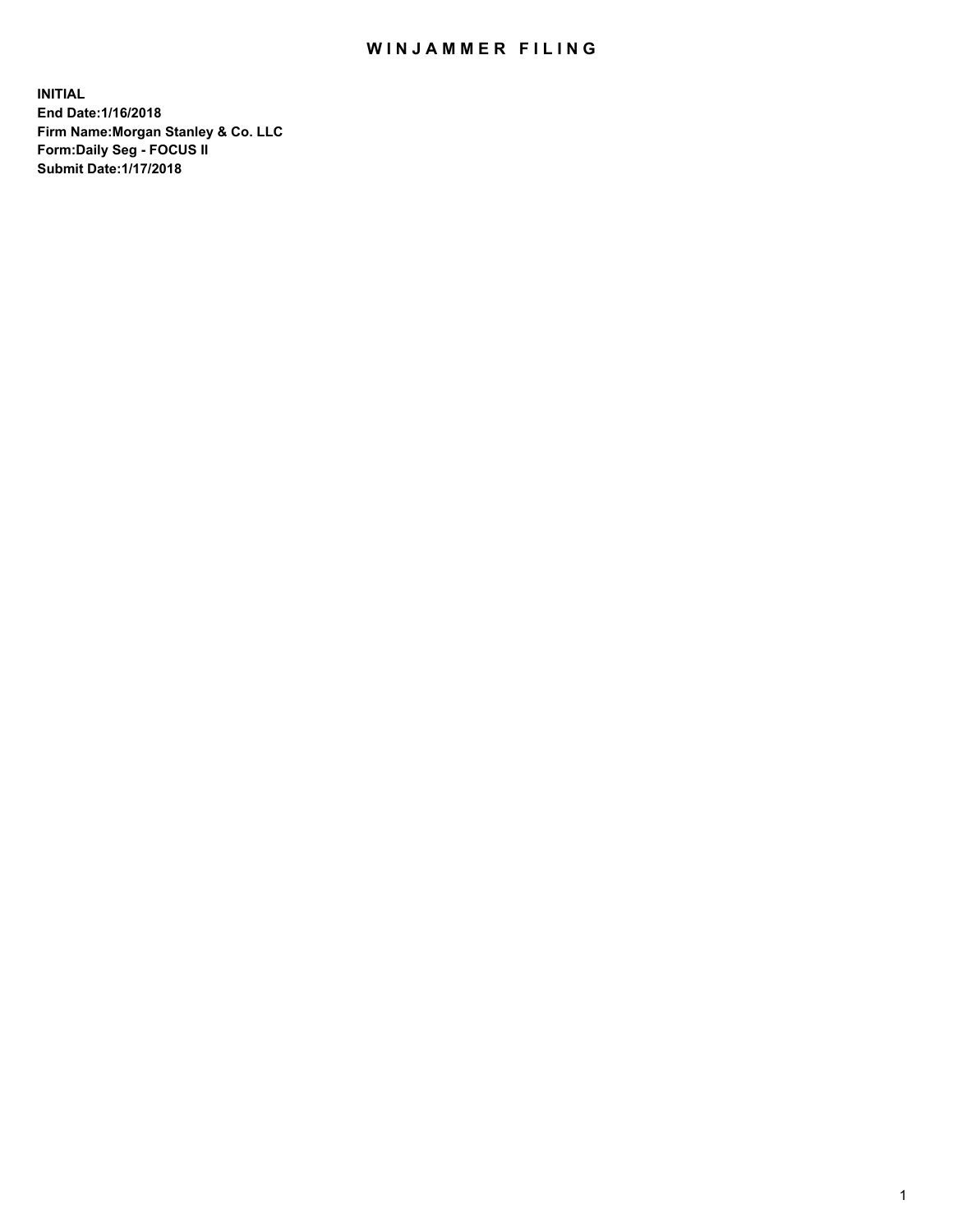# WINJAMMER FILING

**INITIAL**
**End Date:1/16/2018**
**Firm Name:Morgan Stanley & Co. LLC**
**Form:Daily Seg - FOCUS II**
**Submit Date:1/17/2018**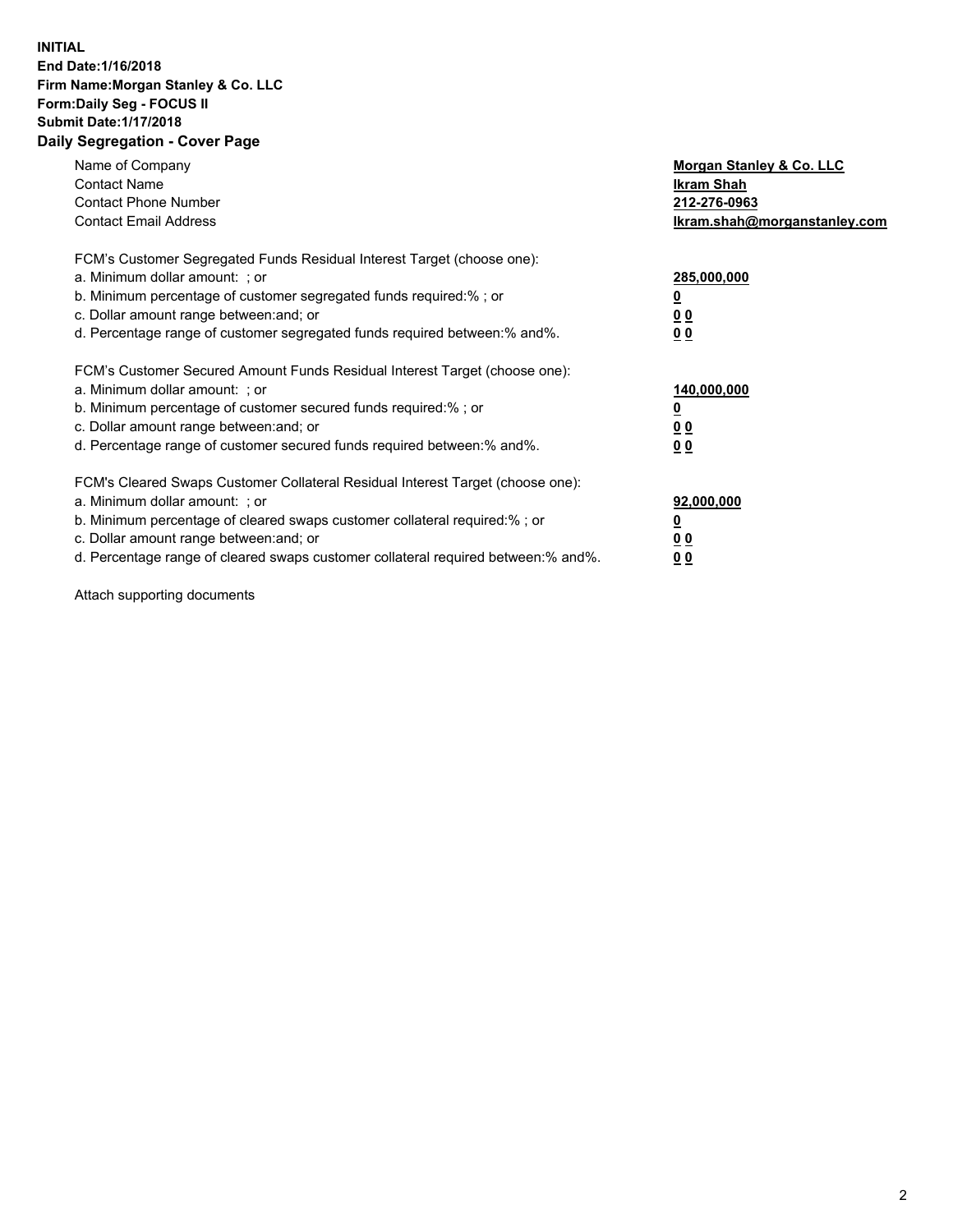**INITIAL**
**End Date:1/16/2018**
**Firm Name:Morgan Stanley & Co. LLC**
**Form:Daily Seg - FOCUS II**
**Submit Date:1/17/2018**
**Daily Segregation - Cover Page**

| | |
|---|---|
| Name of Company | **Morgan Stanley & Co. LLC** |
| Contact Name | **Ikram Shah** |
| Contact Phone Number | **212-276-0963** |
| Contact Email Address | **Ikram.shah@morganstanley.com** |

FCM's Customer Segregated Funds Residual Interest Target (choose one):

| | |
|---|---|
| a. Minimum dollar amount: ; or | **285,000,000** |
| b. Minimum percentage of customer segregated funds required:% ; or | **0** |
| c. Dollar amount range between:and; or | **0 0** |
| d. Percentage range of customer segregated funds required between:% and%. | **0 0** |

FCM's Customer Secured Amount Funds Residual Interest Target (choose one):

| | |
|---|---|
| a. Minimum dollar amount: ; or | **140,000,000** |
| b. Minimum percentage of customer secured funds required:% ; or | **0** |
| c. Dollar amount range between:and; or | **0 0** |
| d. Percentage range of customer secured funds required between:% and%. | **0 0** |

FCM's Cleared Swaps Customer Collateral Residual Interest Target (choose one):

| | |
|---|---|
| a. Minimum dollar amount: ; or | **92,000,000** |
| b. Minimum percentage of cleared swaps customer collateral required:% ; or | **0** |
| c. Dollar amount range between:and; or | **0 0** |
| d. Percentage range of cleared swaps customer collateral required between:% and%. | **0 0** |

Attach supporting documents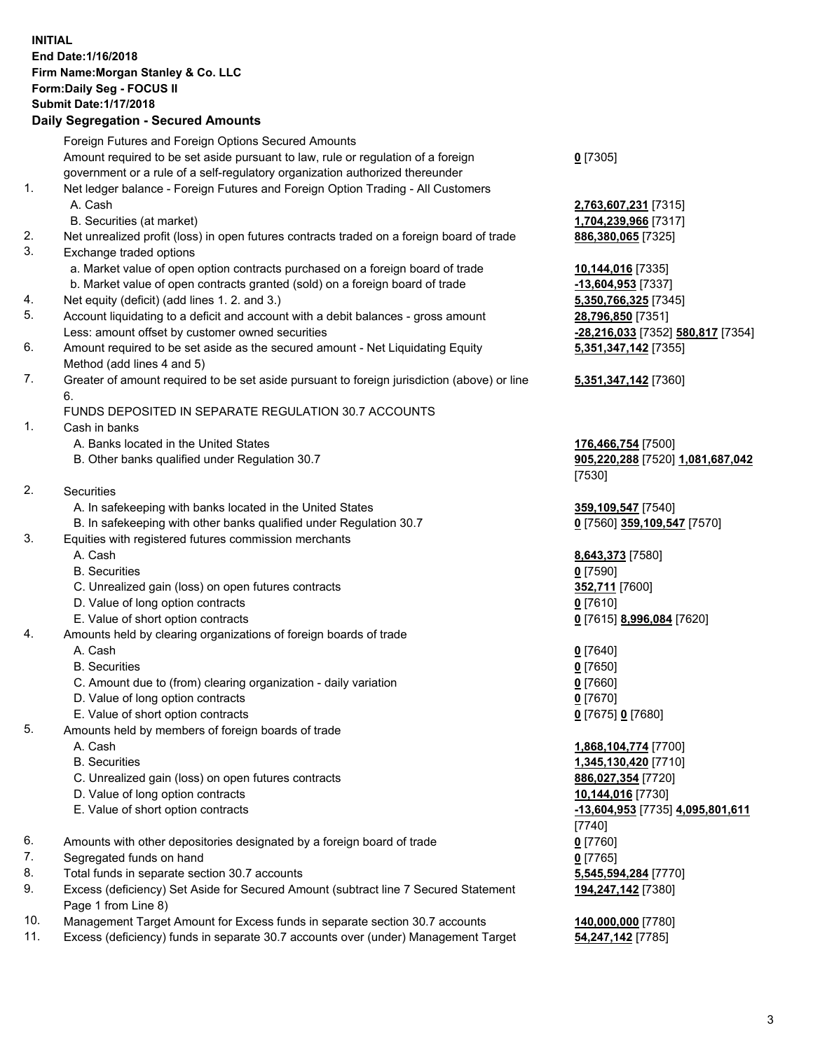**INITIAL**
**End Date:1/16/2018**
**Firm Name:Morgan Stanley & Co. LLC**
**Form:Daily Seg - FOCUS II**
**Submit Date:1/17/2018**

**Daily Segregation - Secured Amounts**

| | | |
|---|---|---|
| | Foreign Futures and Foreign Options Secured Amounts | |
| | Amount required to be set aside pursuant to law, rule or regulation of a foreign government or a rule of a self-regulatory organization authorized thereunder | **0** [7305] |
| 1. | Net ledger balance - Foreign Futures and Foreign Option Trading - All Customers | |
| | A. Cash | **2,763,607,231** [7315] |
| | B. Securities (at market) | **1,704,239,966** [7317] |
| 2. | Net unrealized profit (loss) in open futures contracts traded on a foreign board of trade | **886,380,065** [7325] |
| 3. | Exchange traded options | |
| | a. Market value of open option contracts purchased on a foreign board of trade | **10,144,016** [7335] |
| | b. Market value of open contracts granted (sold) on a foreign board of trade | **-13,604,953** [7337] |
| 4. | Net equity (deficit) (add lines 1. 2. and 3.) | **5,350,766,325** [7345] |
| 5. | Account liquidating to a deficit and account with a debit balances - gross amount | **28,796,850** [7351] |
| | Less: amount offset by customer owned securities | **-28,216,033** [7352] **580,817** [7354] |
| 6. | Amount required to be set aside as the secured amount - Net Liquidating Equity Method (add lines 4 and 5) | **5,351,347,142** [7355] |
| 7. | Greater of amount required to be set aside pursuant to foreign jurisdiction (above) or line 6. | **5,351,347,142** [7360] |
| | FUNDS DEPOSITED IN SEPARATE REGULATION 30.7 ACCOUNTS | |
| 1. | Cash in banks | |
| | A. Banks located in the United States | **176,466,754** [7500] |
| | B. Other banks qualified under Regulation 30.7 | **905,220,288** [7520] **1,081,687,042** [7530] |
| 2. | Securities | |
| | A. In safekeeping with banks located in the United States | **359,109,547** [7540] |
| | B. In safekeeping with other banks qualified under Regulation 30.7 | **0** [7560] **359,109,547** [7570] |
| 3. | Equities with registered futures commission merchants | |
| | A. Cash | **8,643,373** [7580] |
| | B. Securities | **0** [7590] |
| | C. Unrealized gain (loss) on open futures contracts | **352,711** [7600] |
| | D. Value of long option contracts | **0** [7610] |
| | E. Value of short option contracts | **0** [7615] **8,996,084** [7620] |
| 4. | Amounts held by clearing organizations of foreign boards of trade | |
| | A. Cash | **0** [7640] |
| | B. Securities | **0** [7650] |
| | C. Amount due to (from) clearing organization - daily variation | **0** [7660] |
| | D. Value of long option contracts | **0** [7670] |
| | E. Value of short option contracts | **0** [7675] **0** [7680] |
| 5. | Amounts held by members of foreign boards of trade | |
| | A. Cash | **1,868,104,774** [7700] |
| | B. Securities | **1,345,130,420** [7710] |
| | C. Unrealized gain (loss) on open futures contracts | **886,027,354** [7720] |
| | D. Value of long option contracts | **10,144,016** [7730] |
| | E. Value of short option contracts | **-13,604,953** [7735] **4,095,801,611** [7740] |
| 6. | Amounts with other depositories designated by a foreign board of trade | **0** [7760] |
| 7. | Segregated funds on hand | **0** [7765] |
| 8. | Total funds in separate section 30.7 accounts | **5,545,594,284** [7770] |
| 9. | Excess (deficiency) Set Aside for Secured Amount (subtract line 7 Secured Statement Page 1 from Line 8) | **194,247,142** [7380] |
| 10. | Management Target Amount for Excess funds in separate section 30.7 accounts | **140,000,000** [7780] |
| 11. | Excess (deficiency) funds in separate 30.7 accounts over (under) Management Target | **54,247,142** [7785] |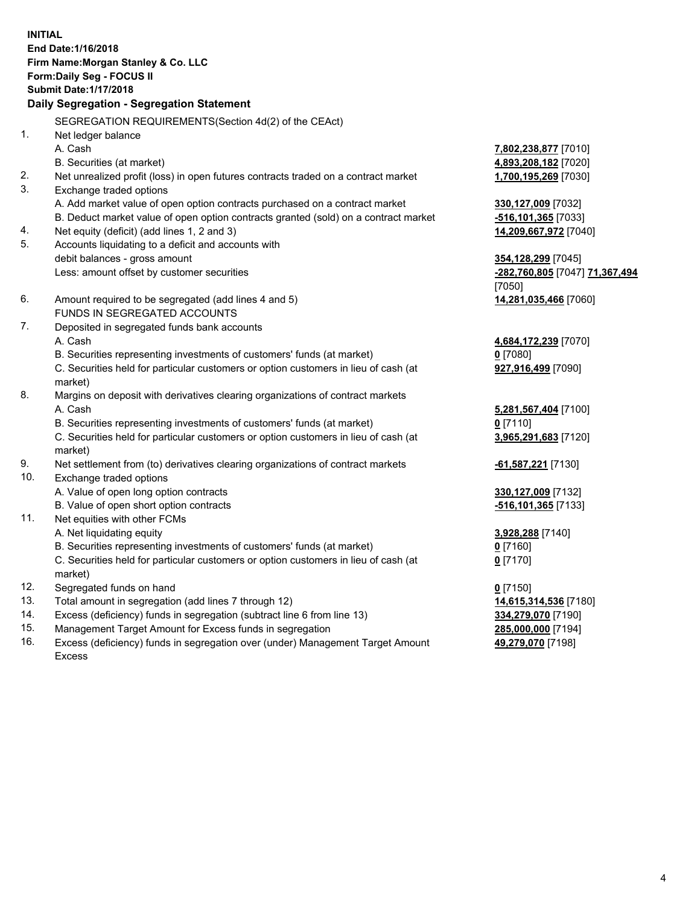**INITIAL**
**End Date:1/16/2018**
**Firm Name:Morgan Stanley & Co. LLC**
**Form:Daily Seg - FOCUS II**
**Submit Date:1/17/2018**

## Daily Segregation - Segregation Statement

| | | |
|---|---|---|
| | SEGREGATION REQUIREMENTS(Section 4d(2) of the CEAct) | |
| 1. | Net ledger balance | |
| | A. Cash | **7,802,238,877** [7010] |
| | B. Securities (at market) | **4,893,208,182** [7020] |
| 2. | Net unrealized profit (loss) in open futures contracts traded on a contract market | **1,700,195,269** [7030] |
| 3. | Exchange traded options | |
| | A. Add market value of open option contracts purchased on a contract market | **330,127,009** [7032] |
| | B. Deduct market value of open option contracts granted (sold) on a contract market | **-516,101,365** [7033] |
| 4. | Net equity (deficit) (add lines 1, 2 and 3) | **14,209,667,972** [7040] |
| 5. | Accounts liquidating to a deficit and accounts with debit balances - gross amount | **354,128,299** [7045] |
| | Less: amount offset by customer securities | **-282,760,805** [7047] **71,367,494** [7050] |
| 6. | Amount required to be segregated (add lines 4 and 5) | **14,281,035,466** [7060] |
| | FUNDS IN SEGREGATED ACCOUNTS | |
| 7. | Deposited in segregated funds bank accounts | |
| | A. Cash | **4,684,172,239** [7070] |
| | B. Securities representing investments of customers' funds (at market) | **0** [7080] |
| | C. Securities held for particular customers or option customers in lieu of cash (at market) | **927,916,499** [7090] |
| 8. | Margins on deposit with derivatives clearing organizations of contract markets | |
| | A. Cash | **5,281,567,404** [7100] |
| | B. Securities representing investments of customers' funds (at market) | **0** [7110] |
| | C. Securities held for particular customers or option customers in lieu of cash (at market) | **3,965,291,683** [7120] |
| 9. | Net settlement from (to) derivatives clearing organizations of contract markets | **-61,587,221** [7130] |
| 10. | Exchange traded options | |
| | A. Value of open long option contracts | **330,127,009** [7132] |
| | B. Value of open short option contracts | **-516,101,365** [7133] |
| 11. | Net equities with other FCMs | |
| | A. Net liquidating equity | **3,928,288** [7140] |
| | B. Securities representing investments of customers' funds (at market) | **0** [7160] |
| | C. Securities held for particular customers or option customers in lieu of cash (at market) | **0** [7170] |
| 12. | Segregated funds on hand | **0** [7150] |
| 13. | Total amount in segregation (add lines 7 through 12) | **14,615,314,536** [7180] |
| 14. | Excess (deficiency) funds in segregation (subtract line 6 from line 13) | **334,279,070** [7190] |
| 15. | Management Target Amount for Excess funds in segregation | **285,000,000** [7194] |
| 16. | Excess (deficiency) funds in segregation over (under) Management Target Amount Excess | **49,279,070** [7198] |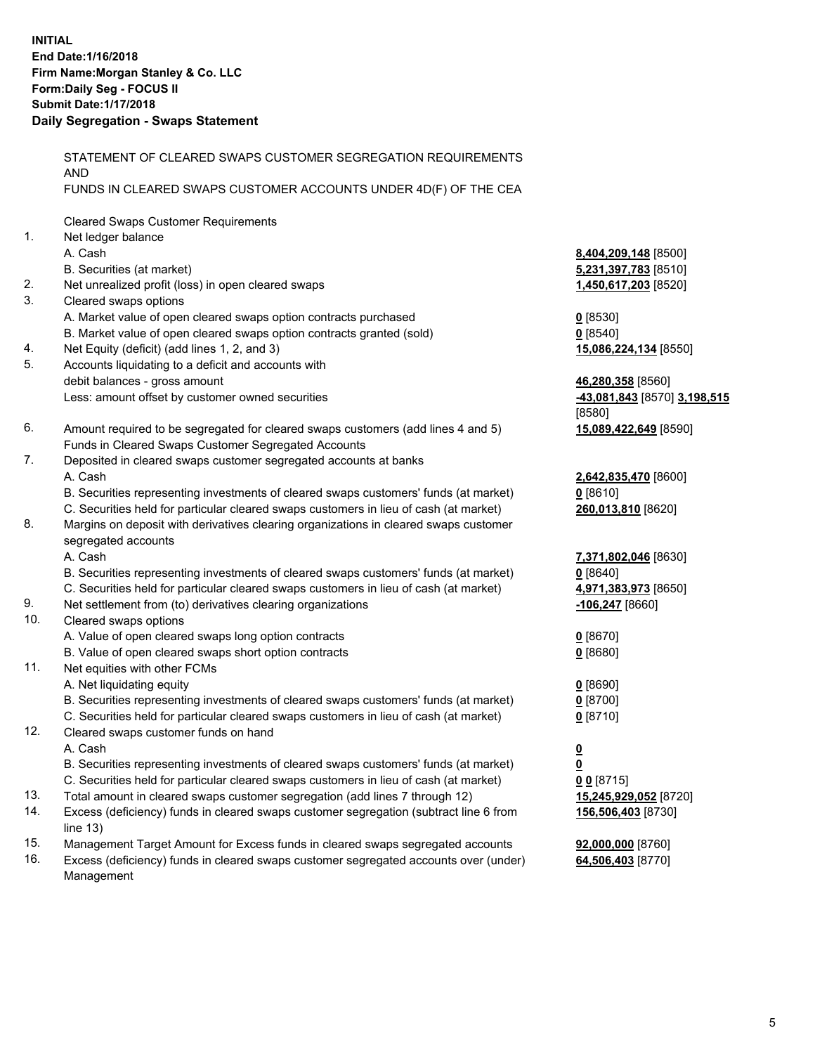**INITIAL**
**End Date:1/16/2018**
**Firm Name:Morgan Stanley & Co. LLC**
**Form:Daily Seg - FOCUS II**
**Submit Date:1/17/2018**
**Daily Segregation - Swaps Statement**

STATEMENT OF CLEARED SWAPS CUSTOMER SEGREGATION REQUIREMENTS AND FUNDS IN CLEARED SWAPS CUSTOMER ACCOUNTS UNDER 4D(F) OF THE CEA

| | | |
|---|---|---|
| | Cleared Swaps Customer Requirements | |
| 1. | Net ledger balance | |
| | A. Cash | **8,404,209,148** [8500] |
| | B. Securities (at market) | **5,231,397,783** [8510] |
| 2. | Net unrealized profit (loss) in open cleared swaps | **1,450,617,203** [8520] |
| 3. | Cleared swaps options | |
| | A. Market value of open cleared swaps option contracts purchased | **0** [8530] |
| | B. Market value of open cleared swaps option contracts granted (sold) | **0** [8540] |
| 4. | Net Equity (deficit) (add lines 1, 2, and 3) | **15,086,224,134** [8550] |
| 5. | Accounts liquidating to a deficit and accounts with debit balances - gross amount | **46,280,358** [8560] |
| | Less: amount offset by customer owned securities | **-43,081,843** [8570] **3,198,515** [8580] |
| 6. | Amount required to be segregated for cleared swaps customers (add lines 4 and 5) | **15,089,422,649** [8590] |
| | Funds in Cleared Swaps Customer Segregated Accounts | |
| 7. | Deposited in cleared swaps customer segregated accounts at banks | |
| | A. Cash | **2,642,835,470** [8600] |
| | B. Securities representing investments of cleared swaps customers' funds (at market) | **0** [8610] |
| | C. Securities held for particular cleared swaps customers in lieu of cash (at market) | **260,013,810** [8620] |
| 8. | Margins on deposit with derivatives clearing organizations in cleared swaps customer segregated accounts | |
| | A. Cash | **7,371,802,046** [8630] |
| | B. Securities representing investments of cleared swaps customers' funds (at market) | **0** [8640] |
| | C. Securities held for particular cleared swaps customers in lieu of cash (at market) | **4,971,383,973** [8650] |
| 9. | Net settlement from (to) derivatives clearing organizations | **-106,247** [8660] |
| 10. | Cleared swaps options | |
| | A. Value of open cleared swaps long option contracts | **0** [8670] |
| | B. Value of open cleared swaps short option contracts | **0** [8680] |
| 11. | Net equities with other FCMs | |
| | A. Net liquidating equity | **0** [8690] |
| | B. Securities representing investments of cleared swaps customers' funds (at market) | **0** [8700] |
| | C. Securities held for particular cleared swaps customers in lieu of cash (at market) | **0** [8710] |
| 12. | Cleared swaps customer funds on hand | |
| | A. Cash | **0** |
| | B. Securities representing investments of cleared swaps customers' funds (at market) | **0** |
| | C. Securities held for particular cleared swaps customers in lieu of cash (at market) | **0** **0** [8715] |
| 13. | Total amount in cleared swaps customer segregation (add lines 7 through 12) | **15,245,929,052** [8720] |
| 14. | Excess (deficiency) funds in cleared swaps customer segregation (subtract line 6 from line 13) | **156,506,403** [8730] |
| 15. | Management Target Amount for Excess funds in cleared swaps segregated accounts | **92,000,000** [8760] |
| 16. | Excess (deficiency) funds in cleared swaps customer segregated accounts over (under) Management | **64,506,403** [8770] |